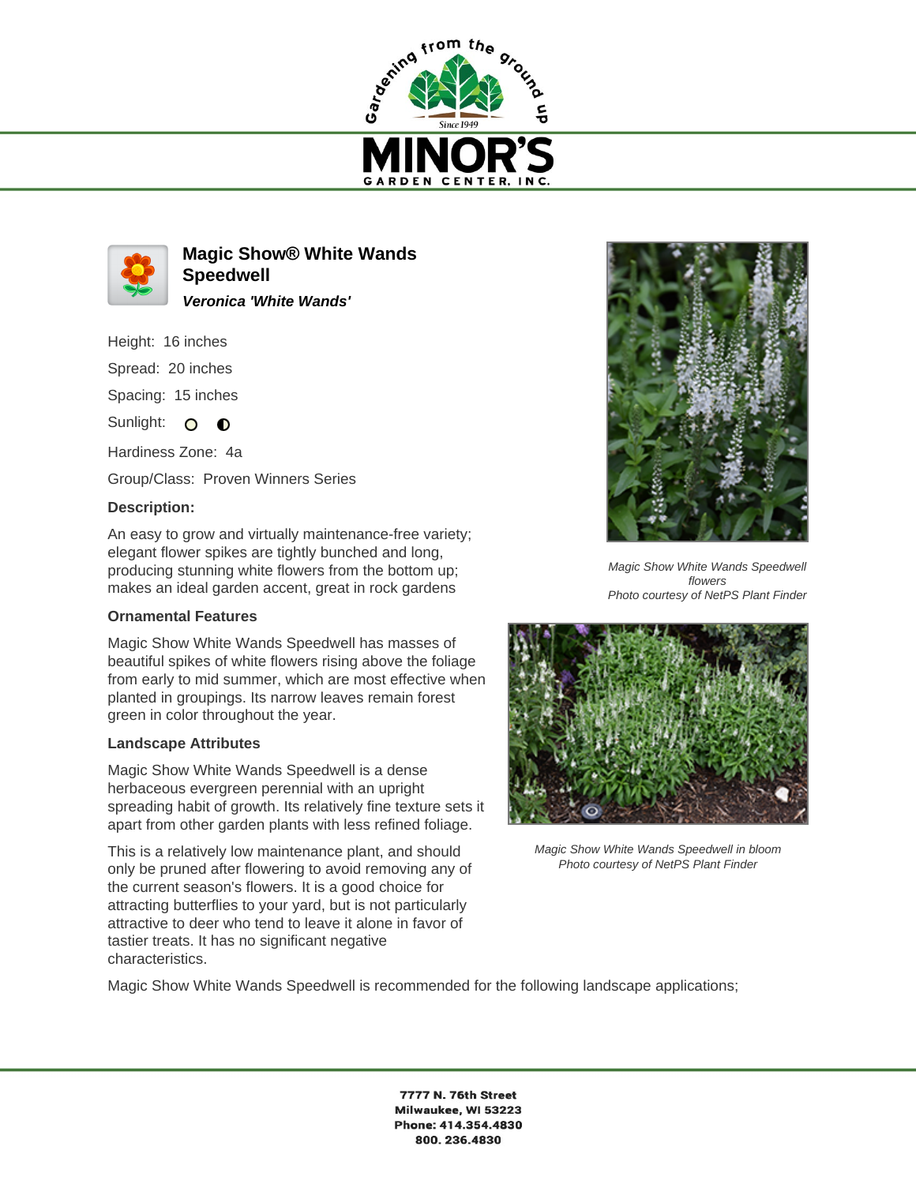# Magic Show® White Wands Speedwell

***Veronica 'White Wands'***

Height: 16 inches

Spread: 20 inches

Spacing: 15 inches

Sunlight:

Hardiness Zone: 4a

Group/Class: Proven Winners Series

**Description:**

An easy to grow and virtually maintenance-free variety; elegant flower spikes are tightly bunched and long, producing stunning white flowers from the bottom up; makes an ideal garden accent, great in rock gardens

**Ornamental Features**

Magic Show White Wands Speedwell has masses of beautiful spikes of white flowers rising above the foliage from early to mid summer, which are most effective when planted in groupings. Its narrow leaves remain forest green in color throughout the year.

**Landscape Attributes**

Magic Show White Wands Speedwell is a dense herbaceous evergreen perennial with an upright spreading habit of growth. Its relatively fine texture sets it apart from other garden plants with less refined foliage.

This is a relatively low maintenance plant, and should only be pruned after flowering to avoid removing any of the current season's flowers. It is a good choice for attracting butterflies to your yard, but is not particularly attractive to deer who tend to leave it alone in favor of tastier treats. It has no significant negative characteristics.

Magic Show White Wands Speedwell is recommended for the following landscape applications;

*Magic Show White Wands Speedwell flowers*
*Photo courtesy of NetPS Plant Finder*

*Magic Show White Wands Speedwell in bloom*
*Photo courtesy of NetPS Plant Finder*

**7777 N. 76th Street**
**Milwaukee, WI 53223**
**Phone: 414.354.4830**
**800. 236.4830**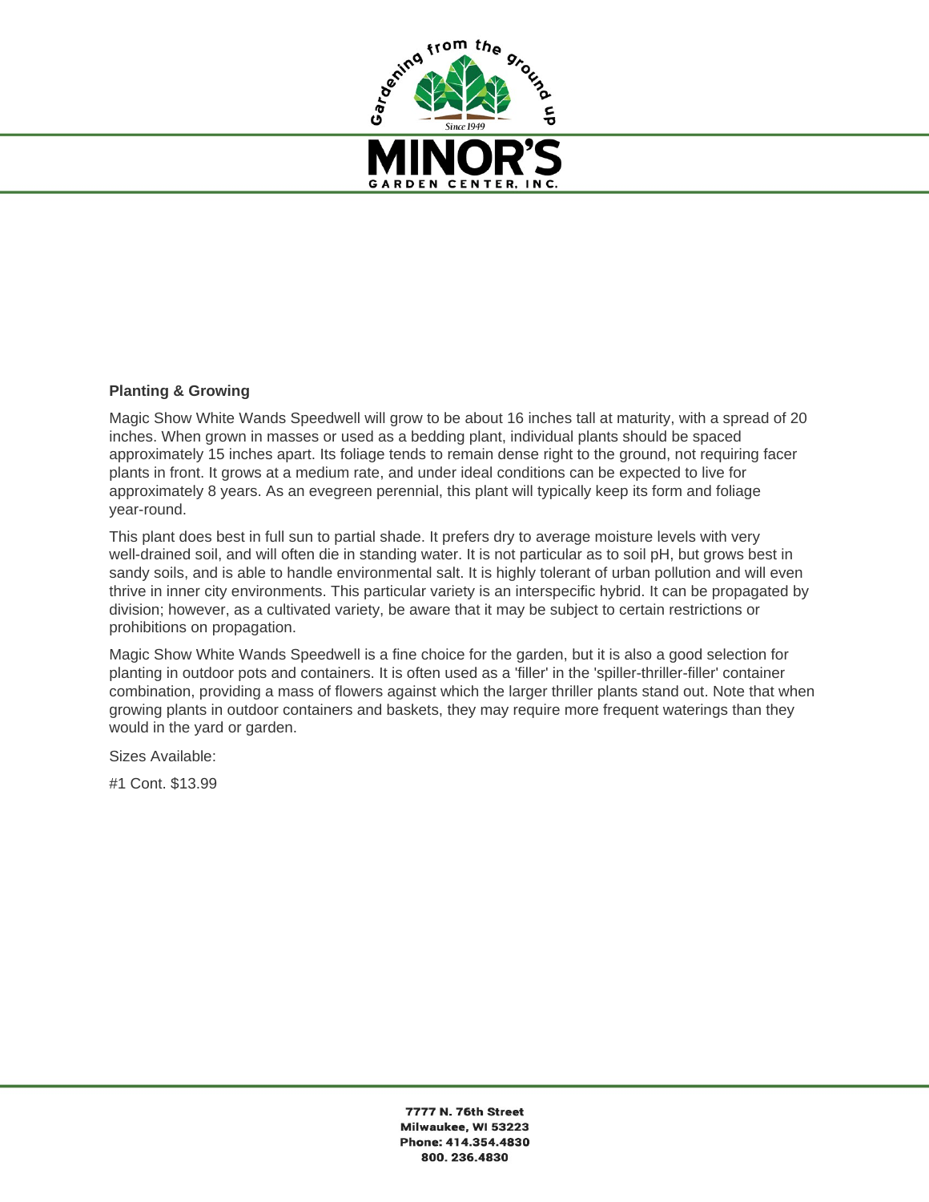## Planting & Growing

Magic Show White Wands Speedwell will grow to be about 16 inches tall at maturity, with a spread of 20 inches. When grown in masses or used as a bedding plant, individual plants should be spaced approximately 15 inches apart. Its foliage tends to remain dense right to the ground, not requiring facer plants in front. It grows at a medium rate, and under ideal conditions can be expected to live for approximately 8 years. As an evegreen perennial, this plant will typically keep its form and foliage year-round.

This plant does best in full sun to partial shade. It prefers dry to average moisture levels with very well-drained soil, and will often die in standing water. It is not particular as to soil pH, but grows best in sandy soils, and is able to handle environmental salt. It is highly tolerant of urban pollution and will even thrive in inner city environments. This particular variety is an interspecific hybrid. It can be propagated by division; however, as a cultivated variety, be aware that it may be subject to certain restrictions or prohibitions on propagation.

Magic Show White Wands Speedwell is a fine choice for the garden, but it is also a good selection for planting in outdoor pots and containers. It is often used as a 'filler' in the 'spiller-thriller-filler' container combination, providing a mass of flowers against which the larger thriller plants stand out. Note that when growing plants in outdoor containers and baskets, they may require more frequent waterings than they would in the yard or garden.

Sizes Available:

#1 Cont. $13.99